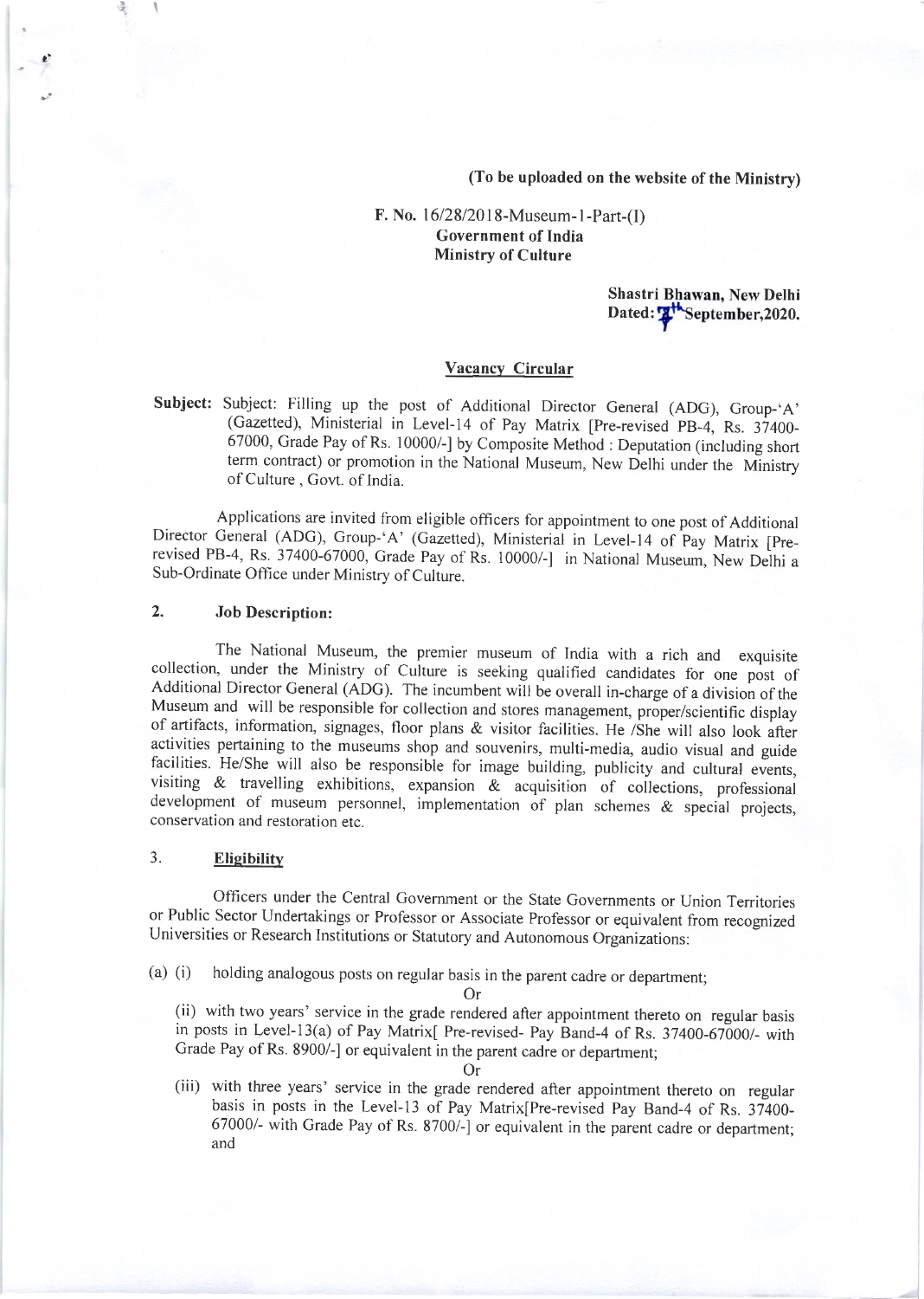**(To be uploaded on the website of the Ministry)**

**F. No.** 16/28/2018-Museum-1-Part-(I)
**Government of India**
**Ministry of Culture**

**Shastri Bhawan, New Delhi**
**Dated: 7th September,2020.**

## Vacancy Circular

**Subject:** Subject: Filling up the post of Additional Director General (ADG), Group-'A' (Gazetted), Ministerial in Level-14 of Pay Matrix [Pre-revised PB-4, Rs. 37400-67000, Grade Pay of Rs. 10000/-] by Composite Method : Deputation (including short term contract) or promotion in the National Museum, New Delhi under the Ministry of Culture , Govt. of India.

Applications are invited from eligible officers for appointment to one post of Additional Director General (ADG), Group-'A' (Gazetted), Ministerial in Level-14 of Pay Matrix [Pre-revised PB-4, Rs. 37400-67000, Grade Pay of Rs. 10000/-] in National Museum, New Delhi a Sub-Ordinate Office under Ministry of Culture.

### 2. Job Description:

The National Museum, the premier museum of India with a rich and exquisite collection, under the Ministry of Culture is seeking qualified candidates for one post of Additional Director General (ADG). The incumbent will be overall in-charge of a division of the Museum and will be responsible for collection and stores management, proper/scientific display of artifacts, information, signages, floor plans & visitor facilities. He /She will also look after activities pertaining to the museums shop and souvenirs, multi-media, audio visual and guide facilities. He/She will also be responsible for image building, publicity and cultural events, visiting & travelling exhibitions, expansion & acquisition of collections, professional development of museum personnel, implementation of plan schemes & special projects, conservation and restoration etc.

### 3. Eligibility

Officers under the Central Government or the State Governments or Union Territories or Public Sector Undertakings or Professor or Associate Professor or equivalent from recognized Universities or Research Institutions or Statutory and Autonomous Organizations:

(a) (i) holding analogous posts on regular basis in the parent cadre or department;

Or

(ii) with two years' service in the grade rendered after appointment thereto on regular basis in posts in Level-13(a) of Pay Matrix[ Pre-revised- Pay Band-4 of Rs. 37400-67000/- with Grade Pay of Rs. 8900/-] or equivalent in the parent cadre or department;

Or

(iii) with three years' service in the grade rendered after appointment thereto on regular basis in posts in the Level-13 of Pay Matrix[Pre-revised Pay Band-4 of Rs. 37400-67000/- with Grade Pay of Rs. 8700/-] or equivalent in the parent cadre or department; and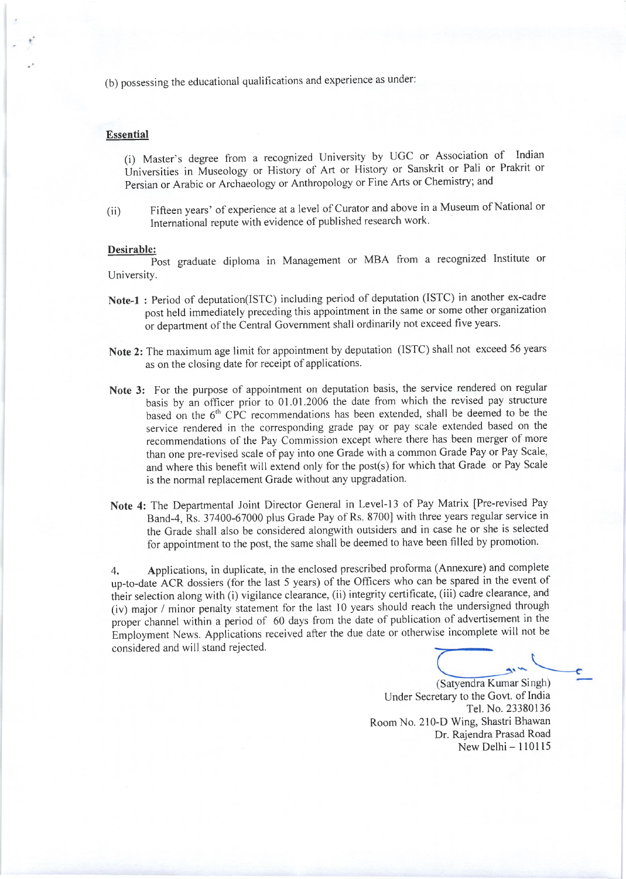(b) possessing the educational qualifications and experience as under:

**Essential**

(i) Master's degree from a recognized University by UGC or Association of Indian Universities in Museology or History of Art or History or Sanskrit or Pali or Prakrit or Persian or Arabic or Archaeology or Anthropology or Fine Arts or Chemistry; and

(ii) Fifteen years' of experience at a level of Curator and above in a Museum of National or International repute with evidence of published research work.

**Desirable:**

Post graduate diploma in Management or MBA from a recognized Institute or University.

**Note-1** : Period of deputation(ISTC) including period of deputation (ISTC) in another ex-cadre post held immediately preceding this appointment in the same or some other organization or department of the Central Government shall ordinarily not exceed five years.

**Note 2:** The maximum age limit for appointment by deputation (ISTC) shall not exceed 56 years as on the closing date for receipt of applications.

**Note 3:** For the purpose of appointment on deputation basis, the service rendered on regular basis by an officer prior to 01.01.2006 the date from which the revised pay structure based on the 6th CPC recommendations has been extended, shall be deemed to be the service rendered in the corresponding grade pay or pay scale extended based on the recommendations of the Pay Commission except where there has been merger of more than one pre-revised scale of pay into one Grade with a common Grade Pay or Pay Scale, and where this benefit will extend only for the post(s) for which that Grade or Pay Scale is the normal replacement Grade without any upgradation.

**Note 4:** The Departmental Joint Director General in Level-13 of Pay Matrix [Pre-revised Pay Band-4, Rs. 37400-67000 plus Grade Pay of Rs. 8700] with three years regular service in the Grade shall also be considered alongwith outsiders and in case he or she is selected for appointment to the post, the same shall be deemed to have been filled by promotion.

4. Applications, in duplicate, in the enclosed prescribed proforma (Annexure) and complete up-to-date ACR dossiers (for the last 5 years) of the Officers who can be spared in the event of their selection along with (i) vigilance clearance, (ii) integrity certificate, (iii) cadre clearance, and (iv) major / minor penalty statement for the last 10 years should reach the undersigned through proper channel within a period of 60 days from the date of publication of advertisement in the Employment News. Applications received after the due date or otherwise incomplete will not be considered and will stand rejected.

(Satyendra Kumar Singh)
Under Secretary to the Govt. of India
Tel. No. 23380136
Room No. 210-D Wing, Shastri Bhawan
Dr. Rajendra Prasad Road
New Delhi – 110115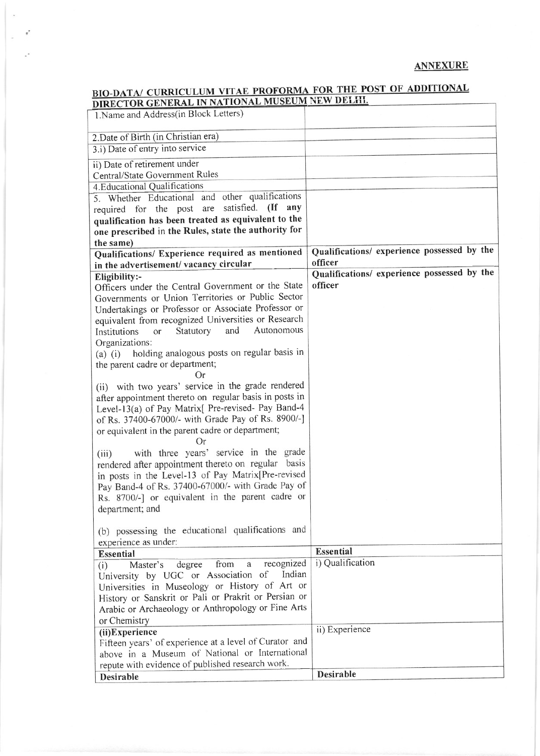**ANNEXURE**

## BIO-DATA/ CURRICULUM VITAE PROFORMA FOR THE POST OF ADDITIONAL DIRECTOR GENERAL IN NATIONAL MUSEUM NEW DELHI.

| | |
|---|---|
| 1.Name and Address(in Block Letters) | |
| 2.Date of Birth (in Christian era) | |
| 3.i) Date of entry into service | |
| ii) Date of retirement under Central/State Government Rules | |
| 4.Educational Qualifications | |
| 5. Whether Educational and other qualifications required for the post are satisfied. **(If any qualification has been treated as equivalent to the one prescribed in the Rules, state the authority for the same)** | |
| **Qualifications/ Experience required as mentioned in the advertisement/ vacancy circular** | **Qualifications/ experience possessed by the officer** |
| **Eligibility:-**<br>Officers under the Central Government or the State Governments or Union Territories or Public Sector Undertakings or Professor or Associate Professor or equivalent from recognized Universities or Research Institutions or Statutory and Autonomous Organizations:<br>(a) (i) holding analogous posts on regular basis in the parent cadre or department;<br>Or<br>(ii) with two years' service in the grade rendered after appointment thereto on regular basis in posts in Level-13(a) of Pay Matrix[ Pre-revised- Pay Band-4 of Rs. 37400-67000/- with Grade Pay of Rs. 8900/-] or equivalent in the parent cadre or department;<br>Or<br>(iii) with three years' service in the grade rendered after appointment thereto on regular basis in posts in the Level-13 of Pay Matrix[Pre-revised Pay Band-4 of Rs. 37400-67000/- with Grade Pay of Rs. 8700/-] or equivalent in the parent cadre or department; and<br><br>(b) possessing the educational qualifications and experience as under: | **Qualifications/ experience possessed by the officer** |
| **Essential** | **Essential** |
| (i) Master's degree from a recognized University by UGC or Association of Indian Universities in Museology or History of Art or History or Sanskrit or Pali or Prakrit or Persian or Arabic or Archaeology or Anthropology or Fine Arts or Chemistry | i) Qualification |
| **(ii)Experience**<br>Fifteen years' of experience at a level of Curator and above in a Museum of National or International repute with evidence of published research work. | ii) Experience |
| **Desirable** | **Desirable** |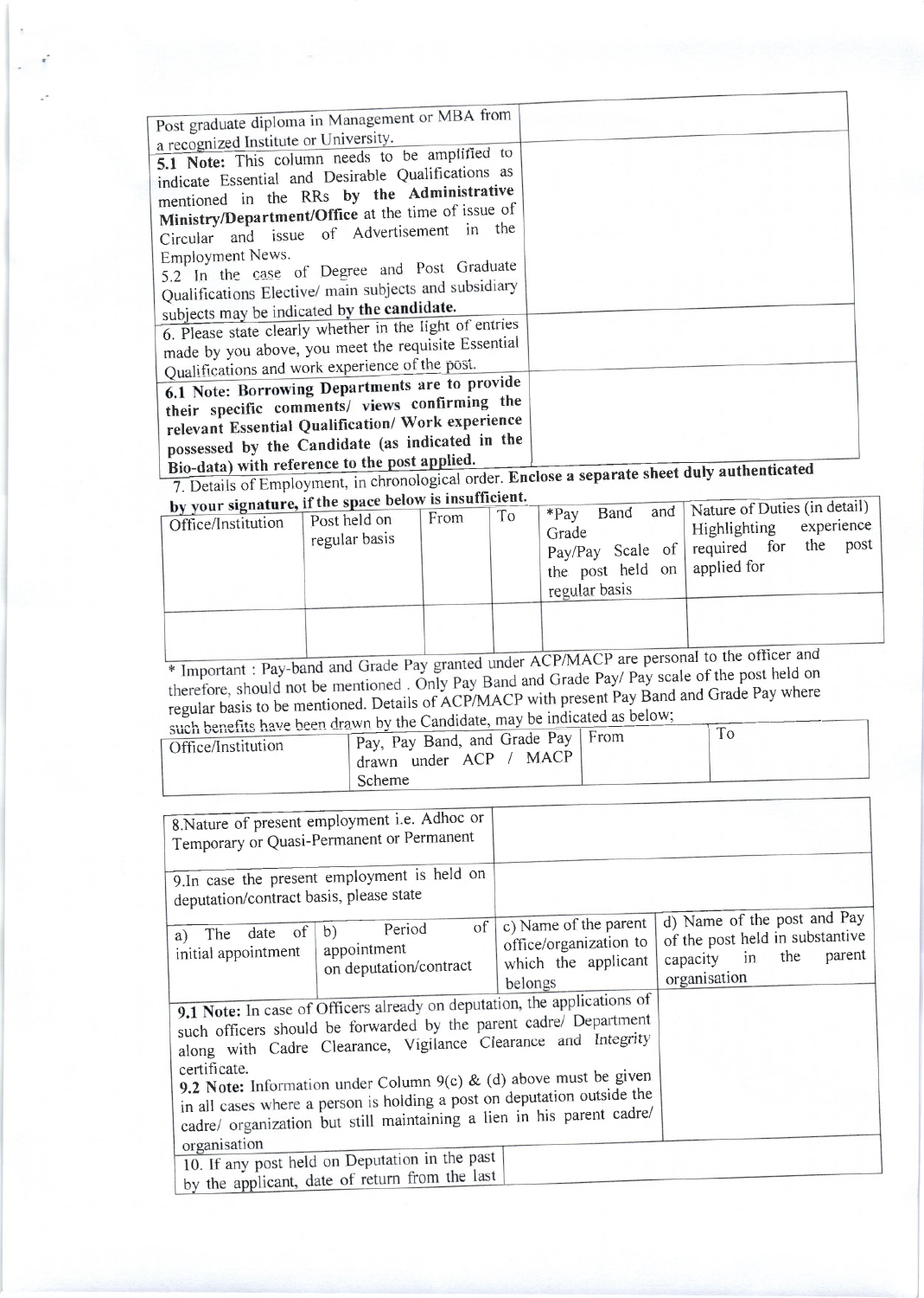| | |
|---|---|
| Post graduate diploma in Management or MBA from a recognized Institute or University. | |
| **5.1 Note:** This column needs to be amplified to indicate Essential and Desirable Qualifications as mentioned in the RRs **by the Administrative Ministry/Department/Office** at the time of issue of Circular and issue of Advertisement in the Employment News.<br>5.2 In the case of Degree and Post Graduate Qualifications Elective/ main subjects and subsidiary subjects may be indicated **by the candidate.** | |
| 6. Please state clearly whether in the light of entries made by you above, you meet the requisite Essential Qualifications and work experience of the post. | |
| **6.1 Note: Borrowing Departments are to provide their specific comments/ views confirming the relevant Essential Qualification/ Work experience possessed by the Candidate (as indicated in the Bio-data) with reference to the post applied.** | |

7. Details of Employment, in chronological order. **Enclose a separate sheet duly authenticated by your signature, if the space below is insufficient.**

| Office/Institution | Post held on regular basis | From | To | *Pay Band and Grade Pay/Pay Scale of the post held on regular basis | Nature of Duties (in detail) Highlighting experience required for the post applied for |
|---|---|---|---|---|---|
| | | | | | |

* Important : Pay-band and Grade Pay granted under ACP/MACP are personal to the officer and therefore, should not be mentioned . Only Pay Band and Grade Pay/ Pay scale of the post held on regular basis to be mentioned. Details of ACP/MACP with present Pay Band and Grade Pay where such benefits have been drawn by the Candidate, may be indicated as below;

| Office/Institution | Pay, Pay Band, and Grade Pay drawn under ACP / MACP Scheme | From | To |
|---|---|---|---|

| | | | |
|---|---|---|---|
| 8.Nature of present employment i.e. Adhoc or Temporary or Quasi-Permanent or Permanent | | | |
| 9.In case the present employment is held on deputation/contract basis, please state | | | |
| a) The date of initial appointment | b) Period of appointment on deputation/contract | c) Name of the parent office/organization to which the applicant belongs | d) Name of the post and Pay of the post held in substantive capacity in the parent organisation |
| **9.1 Note:** In case of Officers already on deputation, the applications of such officers should be forwarded by the parent cadre/ Department along with Cadre Clearance, Vigilance Clearance and Integrity certificate.<br>**9.2 Note:** Information under Column 9(c) & (d) above must be given in all cases where a person is holding a post on deputation outside the cadre/ organization but still maintaining a lien in his parent cadre/ organisation | | | |
| 10. If any post held on Deputation in the past by the applicant, date of return from the last | | | |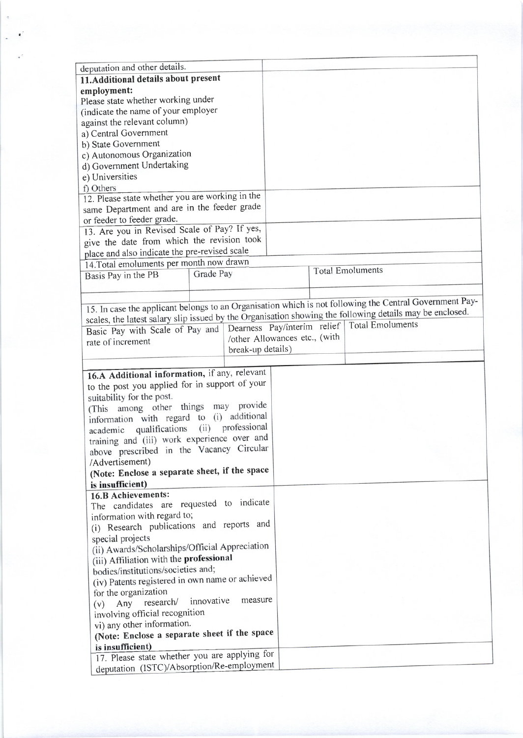| | |
|---|---|
| deputation and other details. | |
| **11.Additional details about present employment:**<br>Please state whether working under (indicate the name of your employer against the relevant column)<br>a) Central Government<br>b) State Government<br>c) Autonomous Organization<br>d) Government Undertaking<br>e) Universities<br>f) Others | |
| 12. Please state whether you are working in the same Department and are in the feeder grade or feeder to feeder grade. | |
| 13. Are you in Revised Scale of Pay? If yes, give the date from which the revision took place and also indicate the pre-revised scale | |

14.Total emoluments per month now drawn

| Basis Pay in the PB | Grade Pay | Total Emoluments |
|---|---|---|
| | | |

15. In case the applicant belongs to an Organisation which is not following the Central Government Pay-scales, the latest salary slip issued by the Organisation showing the following details may be enclosed.

| Basic Pay with Scale of Pay and rate of increment | Dearness Pay/interim relief /other Allowances etc., (with break-up details) | Total Emoluments |
|---|---|---|
| | | |

| | |
|---|---|
| **16.A Additional information,** if any, relevant to the post you applied for in support of your suitability for the post.<br>(This among other things may provide information with regard to (i) additional academic qualifications (ii) professional training and (iii) work experience over and above prescribed in the Vacancy Circular /Advertisement)<br>**(Note: Enclose a separate sheet, if the space is insufficient)** | |
| **16.B Achievements:**<br>The candidates are requested to indicate information with regard to;<br>(i) Research publications and reports and special projects<br>(ii) Awards/Scholarships/Official Appreciation<br>(iii) Affiliation with the **professional** bodies/institutions/societies and;<br>(iv) Patents registered in own name or achieved for the organization<br>(v) Any research/ innovative measure involving official recognition<br>vi) any other information.<br>**(Note: Enclose a separate sheet if the space is insufficient)** | |
| 17. Please state whether you are applying for deputation (ISTC)/Absorption/Re-employment | |